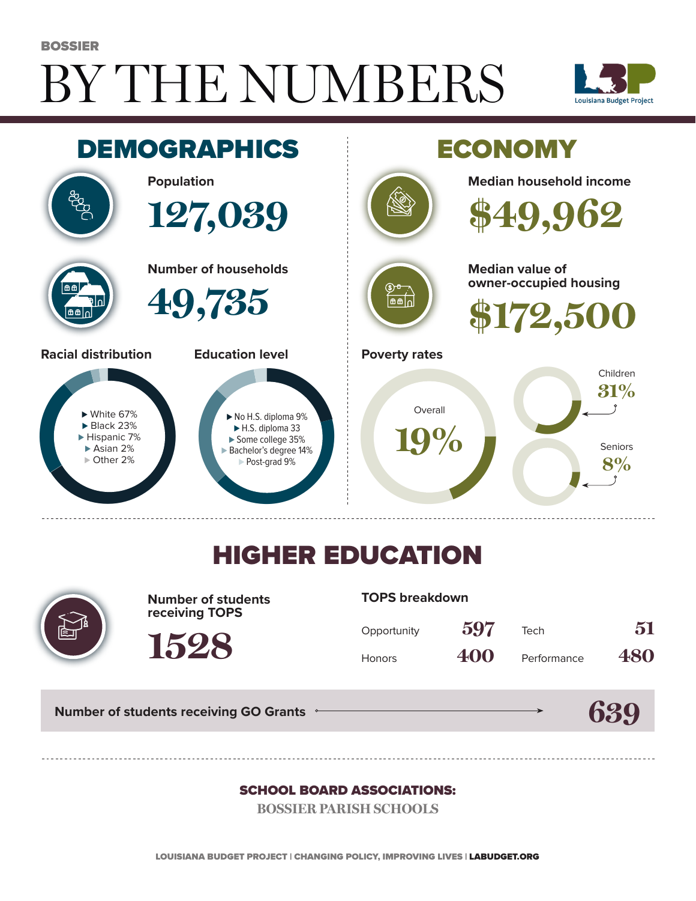BOSSIER

# BY THE NUMBERS

Louisiana Budget Project

## DEMOGRAPHICS

**Population**

127,039

**Number of households**

49,735

**Racial distribution**

- White 67%
- Black 23%
- Hispanic 7%
- Asian 2%
- Other 2%

**Education level**

- No H.S. diploma 9%
- H.S. diploma 33
- Some college 35%
- Bachelor's degree 14%
- Post-grad 9%

## ECONOMY

**Median household income**

$49,962

**Median value of owner-occupied housing**

$172,500

**Poverty rates**

Overall 19%

Children 31%

Seniors 8%

## HIGHER EDUCATION

**Number of students receiving TOPS**

1528

**TOPS breakdown**

| | | | |
|---|---|---|---|
| Opportunity | 597 | Tech | 51 |
| Honors | 400 | Performance | 480 |

**Number of students receiving GO Grants** 639

**SCHOOL BOARD ASSOCIATIONS:**

BOSSIER PARISH SCHOOLS

LOUISIANA BUDGET PROJECT | CHANGING POLICY, IMPROVING LIVES | LABUDGET.ORG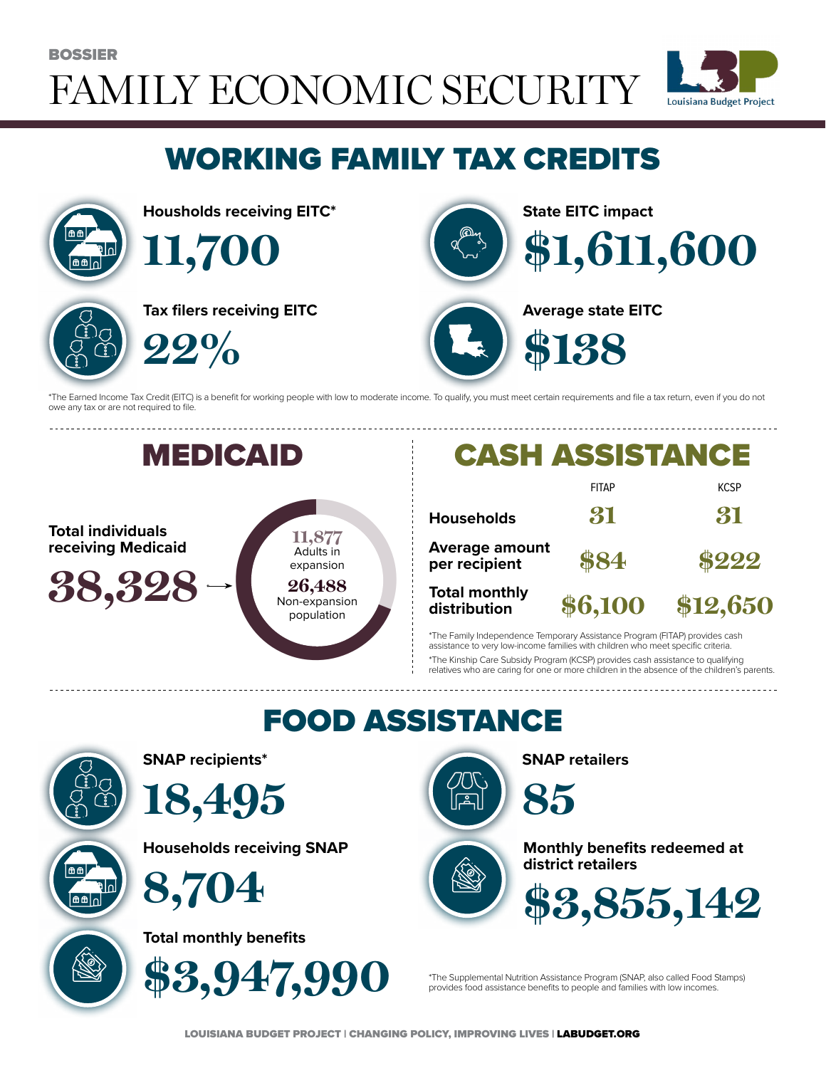BOSSIER

# FAMILY ECONOMIC SECURITY

Louisiana Budget Project

## WORKING FAMILY TAX CREDITS

**Households receiving EITC***

**11,700**

**State EITC impact**

**$1,611,600**

**Tax filers receiving EITC**

**22%**

**Average state EITC**

**$138**

*The Earned Income Tax Credit (EITC) is a benefit for working people with low to moderate income. To qualify, you must meet certain requirements and file a tax return, even if you do not owe any tax or are not required to file.

## MEDICAID

**Total individuals receiving Medicaid**

**38,328**

11,877
Adults in expansion

26,488
Non-expansion population

## CASH ASSISTANCE

| | FITAP | KCSP |
|---|---|---|
| **Households** | 31 | 31 |
| **Average amount per recipient** | $84 | $222 |
| **Total monthly distribution** | $6,100 | $12,650 |

*The Family Independence Temporary Assistance Program (FITAP) provides cash assistance to very low-income families with children who meet specific criteria.

*The Kinship Care Subsidy Program (KCSP) provides cash assistance to qualifying relatives who are caring for one or more children in the absence of the children's parents.

## FOOD ASSISTANCE

**SNAP recipients***

**18,495**

**Households receiving SNAP**

**8,704**

**Total monthly benefits**

**$3,947,990**

**SNAP retailers**

**85**

**Monthly benefits redeemed at district retailers**

**$3,855,142**

*The Supplemental Nutrition Assistance Program (SNAP, also called Food Stamps) provides food assistance benefits to people and families with low incomes.

LOUISIANA BUDGET PROJECT | CHANGING POLICY, IMPROVING LIVES | LABUDGET.ORG